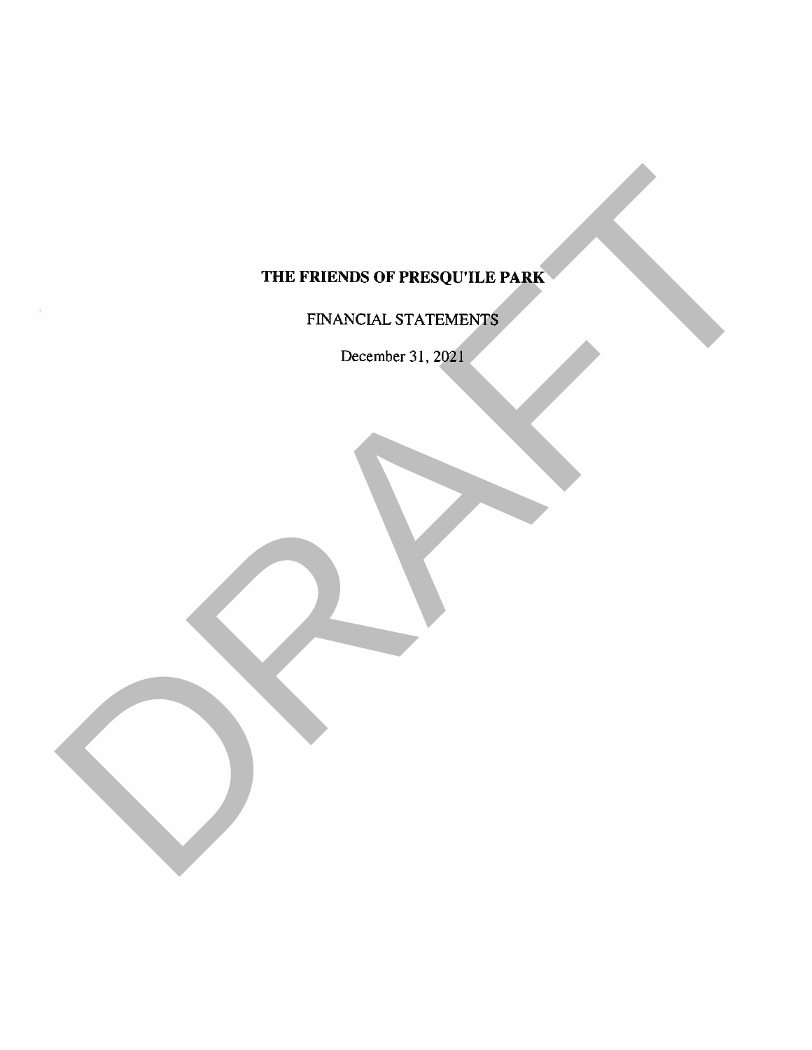# THE FRIENDS OF PRESQU'ILE PARK

FINANCIAL STATEMENTS

December 31, 2021

DRAFT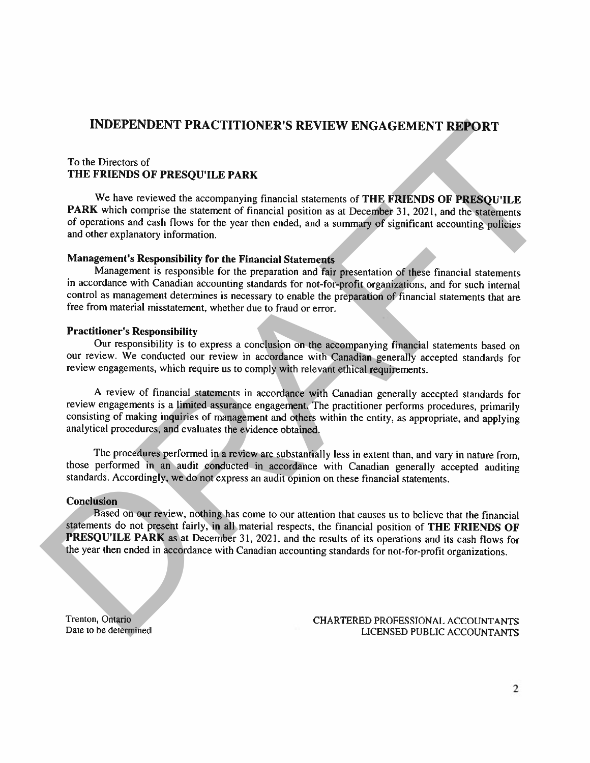# INDEPENDENT PRACTITIONER'S REVIEW ENGAGEMENT REPORT

To the Directors of
**THE FRIENDS OF PRESQU'ILE PARK**

We have reviewed the accompanying financial statements of **THE FRIENDS OF PRESQU'ILE PARK** which comprise the statement of financial position as at December 31, 2021, and the statements of operations and cash flows for the year then ended, and a summary of significant accounting policies and other explanatory information.

**Management's Responsibility for the Financial Statements**

Management is responsible for the preparation and fair presentation of these financial statements in accordance with Canadian accounting standards for not-for-profit organizations, and for such internal control as management determines is necessary to enable the preparation of financial statements that are free from material misstatement, whether due to fraud or error.

**Practitioner's Responsibility**

Our responsibility is to express a conclusion on the accompanying financial statements based on our review. We conducted our review in accordance with Canadian generally accepted standards for review engagements, which require us to comply with relevant ethical requirements.

A review of financial statements in accordance with Canadian generally accepted standards for review engagements is a limited assurance engagement. The practitioner performs procedures, primarily consisting of making inquiries of management and others within the entity, as appropriate, and applying analytical procedures, and evaluates the evidence obtained.

The procedures performed in a review are substantially less in extent than, and vary in nature from, those performed in an audit conducted in accordance with Canadian generally accepted auditing standards. Accordingly, we do not express an audit opinion on these financial statements.

**Conclusion**

Based on our review, nothing has come to our attention that causes us to believe that the financial statements do not present fairly, in all material respects, the financial position of **THE FRIENDS OF PRESQU'ILE PARK** as at December 31, 2021, and the results of its operations and its cash flows for the year then ended in accordance with Canadian accounting standards for not-for-profit organizations.

Trenton, Ontario
Date to be determined

CHARTERED PROFESSIONAL ACCOUNTANTS
LICENSED PUBLIC ACCOUNTANTS

DRAFT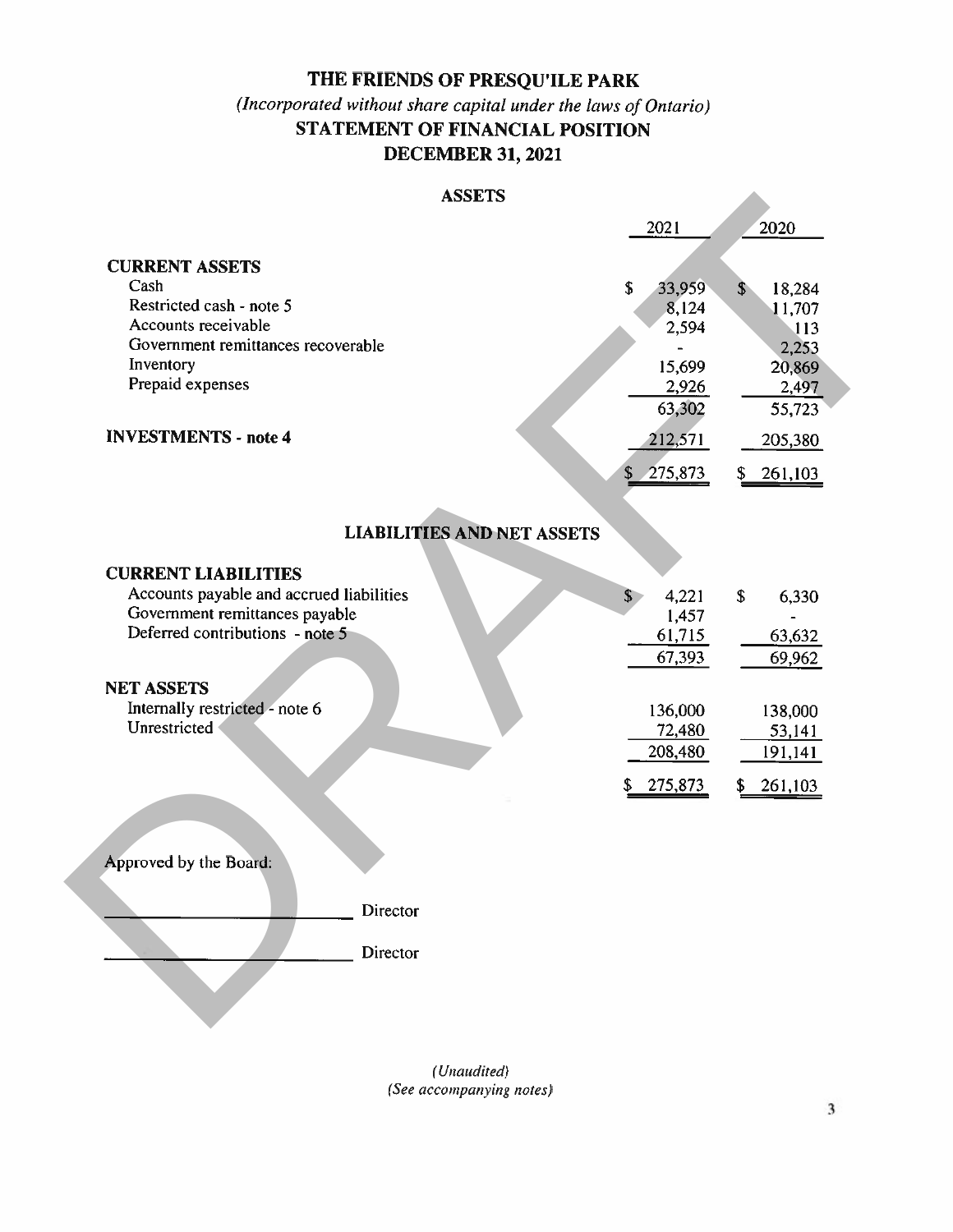# THE FRIENDS OF PRESQU'ILE PARK

*(Incorporated without share capital under the laws of Ontario)*

## STATEMENT OF FINANCIAL POSITION

## DECEMBER 31, 2021

### ASSETS

| | 2021 | 2020 |
|---|---|---|
| **CURRENT ASSETS** | | |
| Cash | $ 33,959 | $ 18,284 |
| Restricted cash - note 5 | 8,124 | 11,707 |
| Accounts receivable | 2,594 | 113 |
| Government remittances recoverable | - | 2,253 |
| Inventory | 15,699 | 20,869 |
| Prepaid expenses | 2,926 | 2,497 |
| | 63,302 | 55,723 |
| **INVESTMENTS - note 4** | 212,571 | 205,380 |
| | $ 275,873 | $ 261,103 |

### LIABILITIES AND NET ASSETS

| | 2021 | 2020 |
|---|---|---|
| **CURRENT LIABILITIES** | | |
| Accounts payable and accrued liabilities | $ 4,221 | $ 6,330 |
| Government remittances payable | 1,457 | - |
| Deferred contributions - note 5 | 61,715 | 63,632 |
| | 67,393 | 69,962 |
| **NET ASSETS** | | |
| Internally restricted - note 6 | 136,000 | 138,000 |
| Unrestricted | 72,480 | 53,141 |
| | 208,480 | 191,141 |
| | $ 275,873 | $ 261,103 |

Approved by the Board:

\_\_\_\_\_\_\_\_\_\_\_\_\_\_\_\_\_\_\_\_\_\_\_\_ Director

\_\_\_\_\_\_\_\_\_\_\_\_\_\_\_\_\_\_\_\_\_\_\_\_ Director

*(Unaudited)*
*(See accompanying notes)*

DRAFT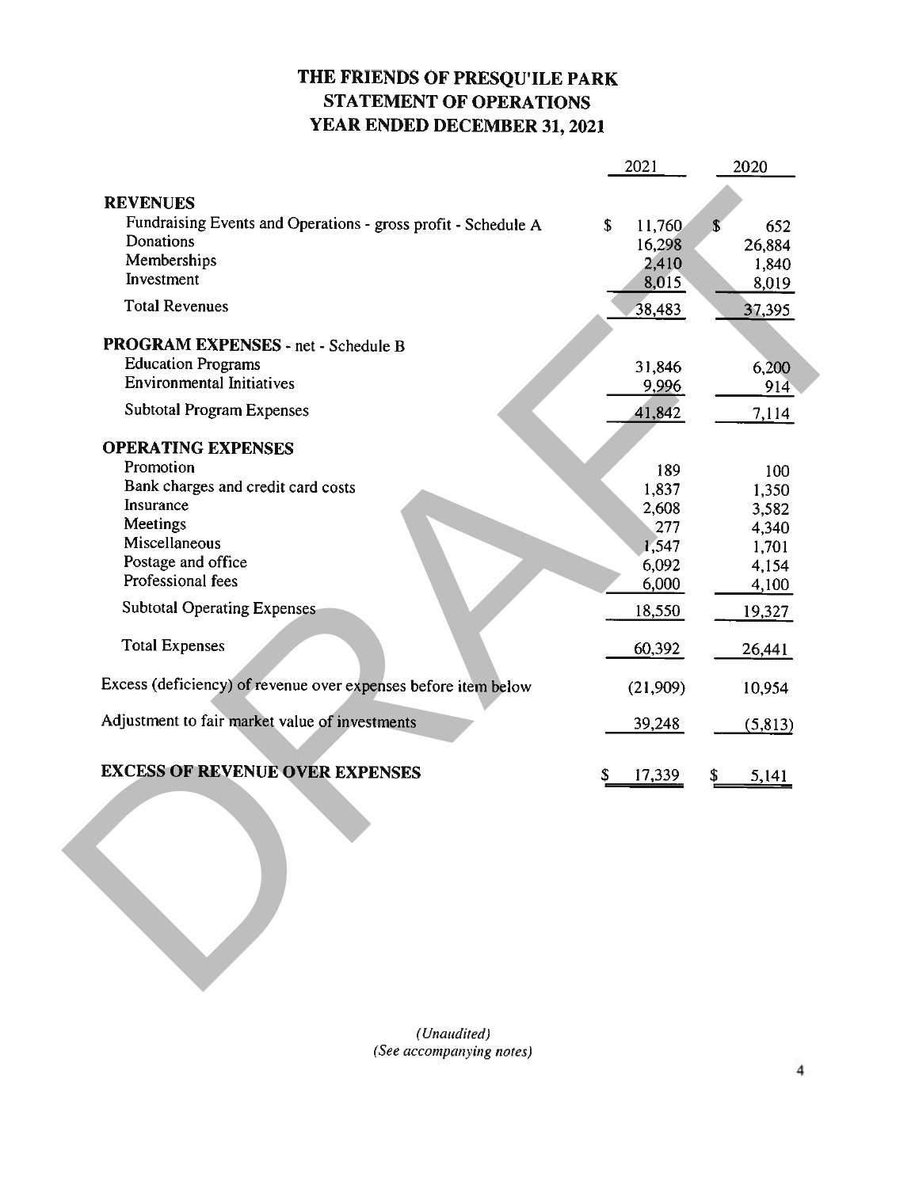# THE FRIENDS OF PRESQU'ILE PARK
## STATEMENT OF OPERATIONS
## YEAR ENDED DECEMBER 31, 2021

| | 2021 | 2020 |
|---|---|---|
| **REVENUES** | | |
| Fundraising Events and Operations - gross profit - Schedule A | $ 11,760 | $ 652 |
| Donations | 16,298 | 26,884 |
| Memberships | 2,410 | 1,840 |
| Investment | 8,015 | 8,019 |
| Total Revenues | 38,483 | 37,395 |
| **PROGRAM EXPENSES** - net - Schedule B | | |
| Education Programs | 31,846 | 6,200 |
| Environmental Initiatives | 9,996 | 914 |
| Subtotal Program Expenses | 41,842 | 7,114 |
| **OPERATING EXPENSES** | | |
| Promotion | 189 | 100 |
| Bank charges and credit card costs | 1,837 | 1,350 |
| Insurance | 2,608 | 3,582 |
| Meetings | 277 | 4,340 |
| Miscellaneous | 1,547 | 1,701 |
| Postage and office | 6,092 | 4,154 |
| Professional fees | 6,000 | 4,100 |
| Subtotal Operating Expenses | 18,550 | 19,327 |
| Total Expenses | 60,392 | 26,441 |
| Excess (deficiency) of revenue over expenses before item below | (21,909) | 10,954 |
| Adjustment to fair market value of investments | 39,248 | (5,813) |
| **EXCESS OF REVENUE OVER EXPENSES** | $ 17,339 | $ 5,141 |

*(Unaudited)*
*(See accompanying notes)*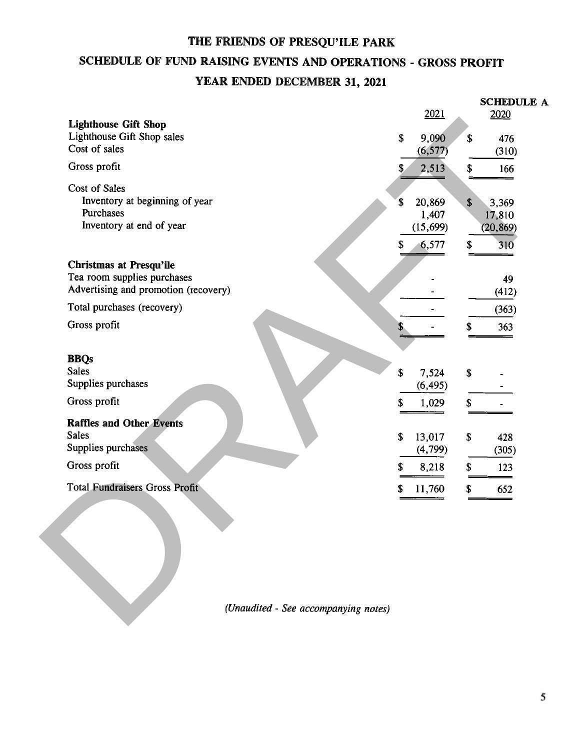# THE FRIENDS OF PRESQU'ILE PARK

## SCHEDULE OF FUND RAISING EVENTS AND OPERATIONS - GROSS PROFIT

## YEAR ENDED DECEMBER 31, 2021

**SCHEDULE A**

| | 2021 | 2020 |
|---|---|---|
| **Lighthouse Gift Shop** | | |
| Lighthouse Gift Shop sales | $ 9,090 | $ 476 |
| Cost of sales | (6,577) | (310) |
| Gross profit | $ 2,513 | $ 166 |
| Cost of Sales | | |
| Inventory at beginning of year | $ 20,869 | $ 3,369 |
| Purchases | 1,407 | 17,810 |
| Inventory at end of year | (15,699) | (20,869) |
| | $ 6,577 | $ 310 |
| **Christmas at Presqu'ile** | | |
| Tea room supplies purchases | - | 49 |
| Advertising and promotion (recovery) | - | (412) |
| Total purchases (recovery) | - | (363) |
| Gross profit | $ - | $ 363 |
| **BBQs** | | |
| Sales | $ 7,524 | $ - |
| Supplies purchases | (6,495) | - |
| Gross profit | $ 1,029 | $ - |
| **Raffles and Other Events** | | |
| Sales | $ 13,017 | $ 428 |
| Supplies purchases | (4,799) | (305) |
| Gross profit | $ 8,218 | $ 123 |
| Total Fundraisers Gross Profit | $ 11,760 | $ 652 |

*(Unaudited - See accompanying notes)*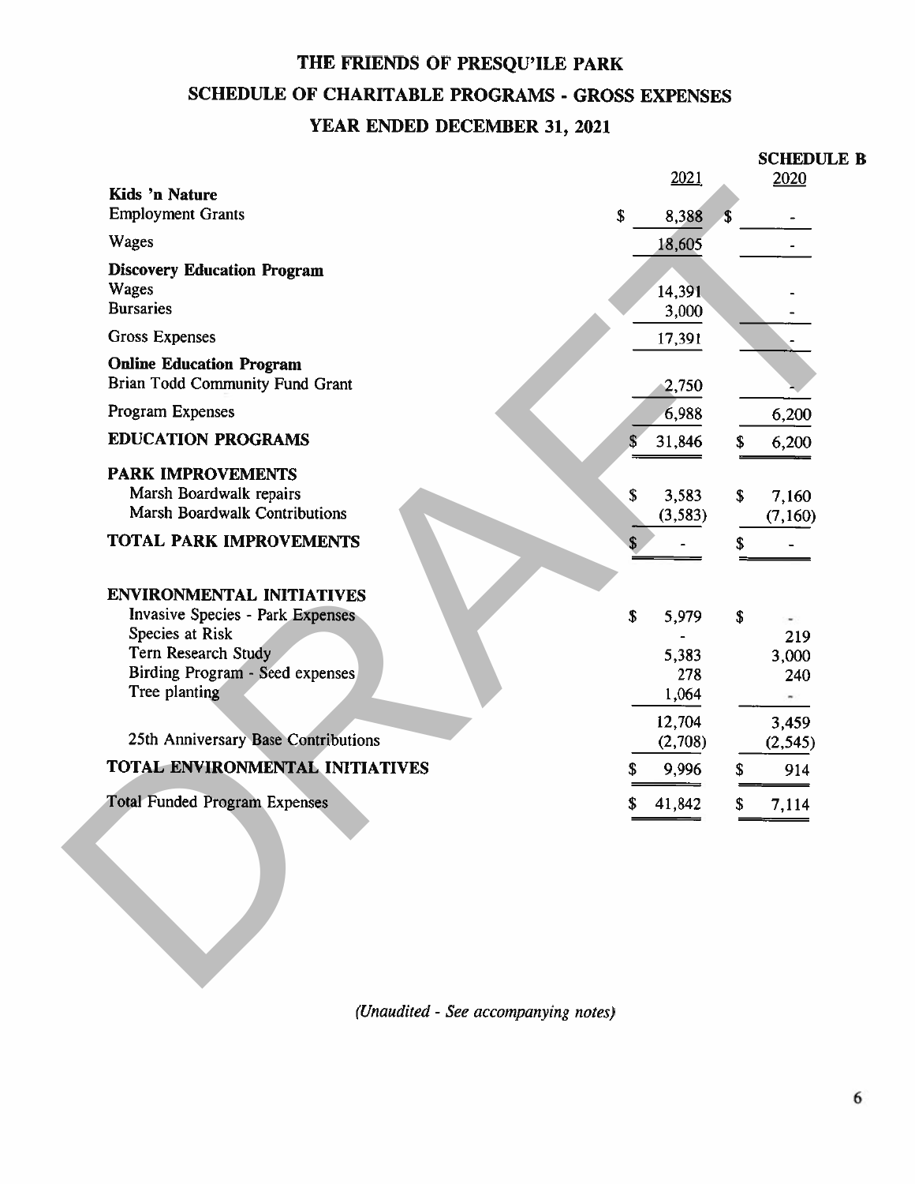# THE FRIENDS OF PRESQU'ILE PARK

## SCHEDULE OF CHARITABLE PROGRAMS - GROSS EXPENSES

## YEAR ENDED DECEMBER 31, 2021

**SCHEDULE B**

| | 2021 | 2020 |
|---|---|---|
| **Kids 'n Nature** | | |
| Employment Grants | $ 8,388 | $ - |
| Wages | 18,605 | - |
| **Discovery Education Program** | | |
| Wages | 14,391 | - |
| Bursaries | 3,000 | - |
| Gross Expenses | 17,391 | - |
| **Online Education Program** | | |
| Brian Todd Community Fund Grant | 2,750 | - |
| Program Expenses | 6,988 | 6,200 |
| **EDUCATION PROGRAMS** | $ 31,846 | $ 6,200 |
| **PARK IMPROVEMENTS** | | |
| Marsh Boardwalk repairs | $ 3,583 | $ 7,160 |
| Marsh Boardwalk Contributions | (3,583) | (7,160) |
| **TOTAL PARK IMPROVEMENTS** | $ - | $ - |
| **ENVIRONMENTAL INITIATIVES** | | |
| Invasive Species - Park Expenses | $ 5,979 | $ - |
| Species at Risk | - | 219 |
| Tern Research Study | 5,383 | 3,000 |
| Birding Program - Seed expenses | 278 | 240 |
| Tree planting | 1,064 | - |
| | 12,704 | 3,459 |
| 25th Anniversary Base Contributions | (2,708) | (2,545) |
| **TOTAL ENVIRONMENTAL INITIATIVES** | $ 9,996 | $ 914 |
| Total Funded Program Expenses | $ 41,842 | $ 7,114 |

*(Unaudited - See accompanying notes)*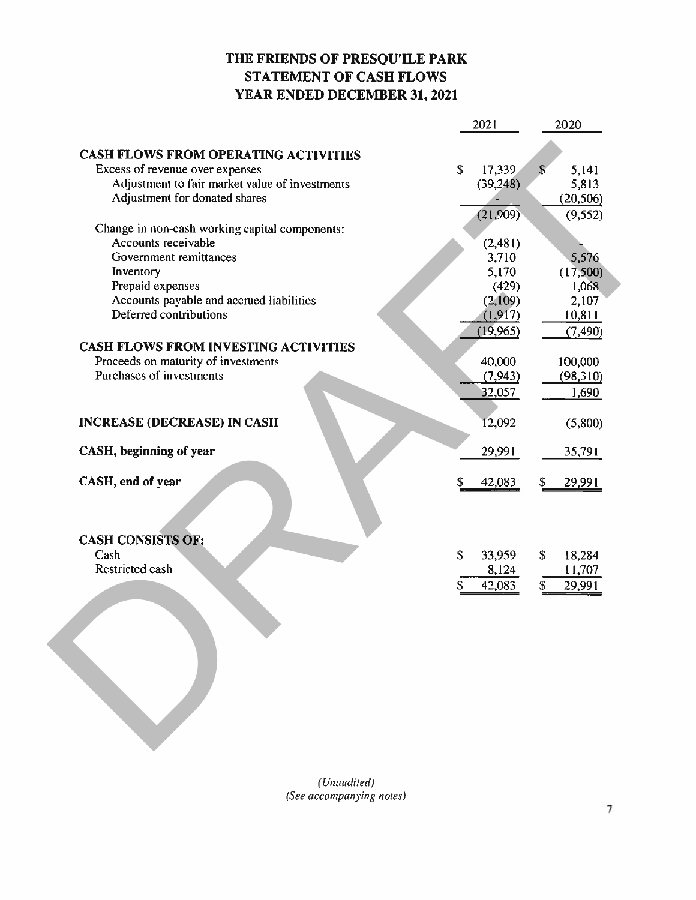# THE FRIENDS OF PRESQU'ILE PARK
## STATEMENT OF CASH FLOWS
## YEAR ENDED DECEMBER 31, 2021

| | 2021 | 2020 |
|---|---|---|
| **CASH FLOWS FROM OPERATING ACTIVITIES** | | |
| Excess of revenue over expenses | $ 17,339 | $ 5,141 |
| Adjustment to fair market value of investments | (39,248) | 5,813 |
| Adjustment for donated shares | - | (20,506) |
| | (21,909) | (9,552) |
| Change in non-cash working capital components: | | |
| Accounts receivable | (2,481) | - |
| Government remittances | 3,710 | 5,576 |
| Inventory | 5,170 | (17,500) |
| Prepaid expenses | (429) | 1,068 |
| Accounts payable and accrued liabilities | (2,109) | 2,107 |
| Deferred contributions | (1,917) | 10,811 |
| | (19,965) | (7,490) |
| **CASH FLOWS FROM INVESTING ACTIVITIES** | | |
| Proceeds on maturity of investments | 40,000 | 100,000 |
| Purchases of investments | (7,943) | (98,310) |
| | 32,057 | 1,690 |
| **INCREASE (DECREASE) IN CASH** | 12,092 | (5,800) |
| **CASH, beginning of year** | 29,991 | 35,791 |
| **CASH, end of year** | $ 42,083 | $ 29,991 |
| | | |
| **CASH CONSISTS OF:** | | |
| Cash | $ 33,959 | $ 18,284 |
| Restricted cash | 8,124 | 11,707 |
| | $ 42,083 | $ 29,991 |

DRAFT

*(Unaudited)*
*(See accompanying notes)*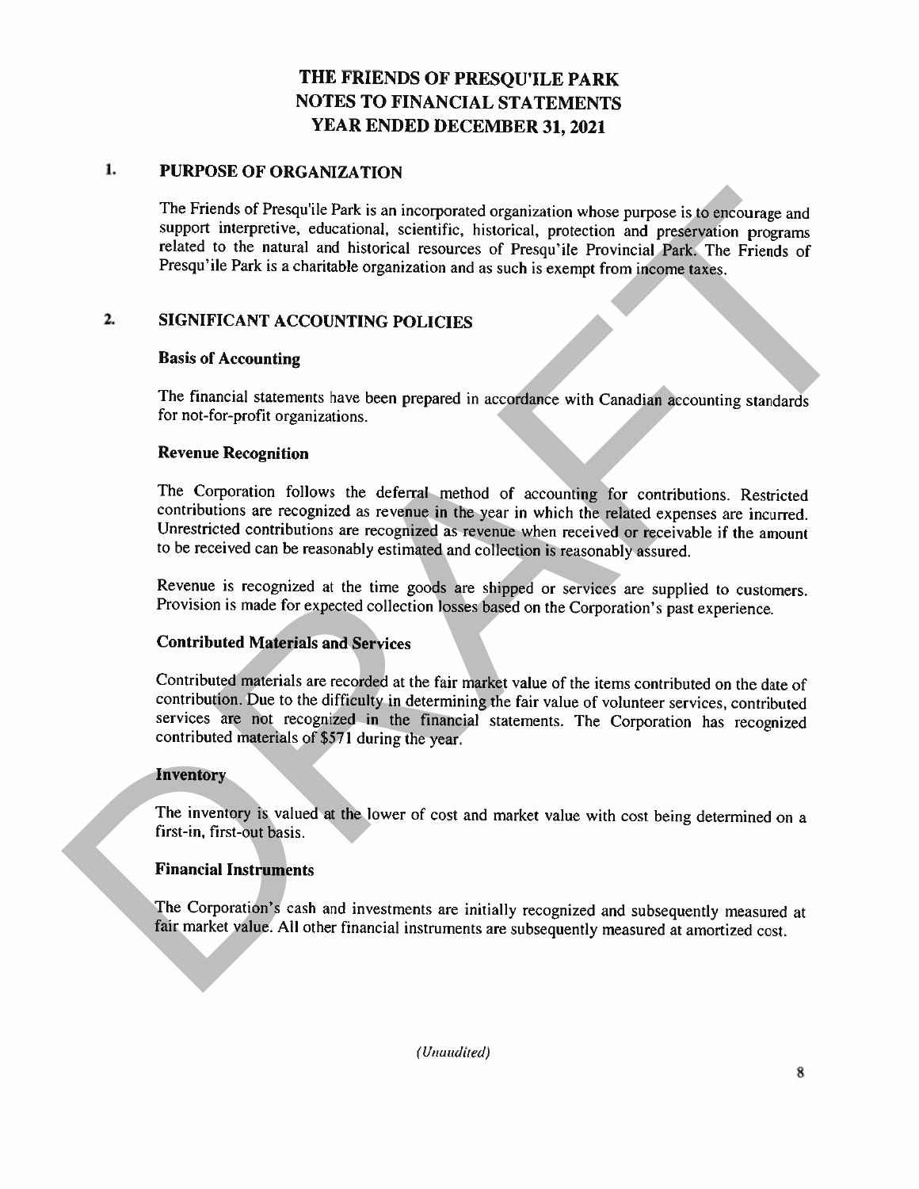# THE FRIENDS OF PRESQU'ILE PARK
# NOTES TO FINANCIAL STATEMENTS
# YEAR ENDED DECEMBER 31, 2021

## 1. PURPOSE OF ORGANIZATION

The Friends of Presqu'ile Park is an incorporated organization whose purpose is to encourage and support interpretive, educational, scientific, historical, protection and preservation programs related to the natural and historical resources of Presqu'ile Provincial Park. The Friends of Presqu'ile Park is a charitable organization and as such is exempt from income taxes.

## 2. SIGNIFICANT ACCOUNTING POLICIES

### Basis of Accounting

The financial statements have been prepared in accordance with Canadian accounting standards for not-for-profit organizations.

### Revenue Recognition

The Corporation follows the deferral method of accounting for contributions. Restricted contributions are recognized as revenue in the year in which the related expenses are incurred. Unrestricted contributions are recognized as revenue when received or receivable if the amount to be received can be reasonably estimated and collection is reasonably assured.

Revenue is recognized at the time goods are shipped or services are supplied to customers. Provision is made for expected collection losses based on the Corporation's past experience.

### Contributed Materials and Services

Contributed materials are recorded at the fair market value of the items contributed on the date of contribution. Due to the difficulty in determining the fair value of volunteer services, contributed services are not recognized in the financial statements. The Corporation has recognized contributed materials of $571 during the year.

### Inventory

The inventory is valued at the lower of cost and market value with cost being determined on a first-in, first-out basis.

### Financial Instruments

The Corporation's cash and investments are initially recognized and subsequently measured at fair market value. All other financial instruments are subsequently measured at amortized cost.

*(Unaudited)*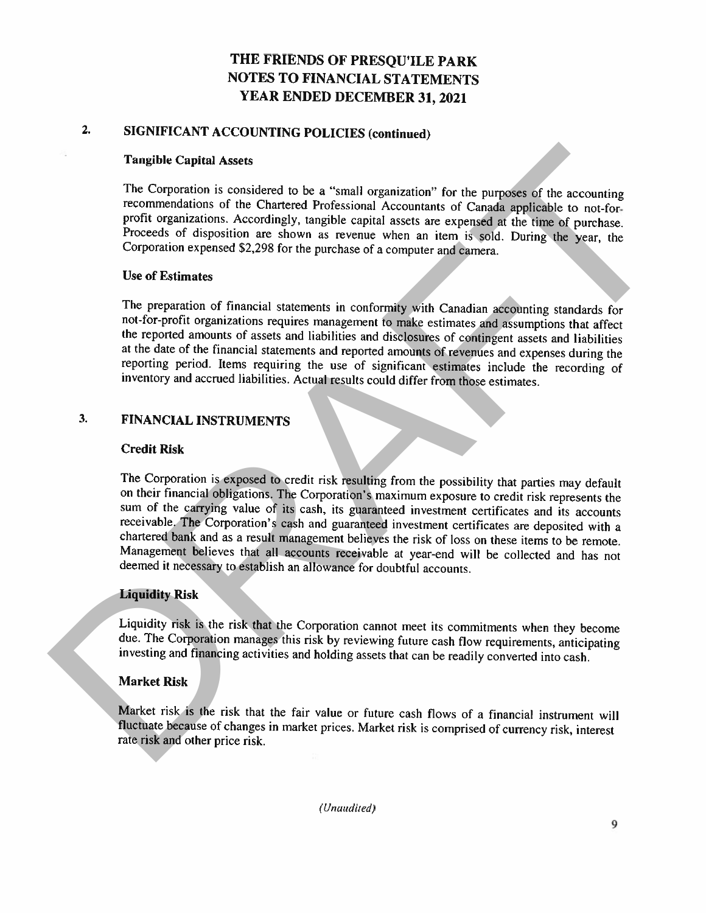# THE FRIENDS OF PRESQU'ILE PARK
# NOTES TO FINANCIAL STATEMENTS
# YEAR ENDED DECEMBER 31, 2021

## 2. SIGNIFICANT ACCOUNTING POLICIES (continued)

### Tangible Capital Assets

The Corporation is considered to be a "small organization" for the purposes of the accounting recommendations of the Chartered Professional Accountants of Canada applicable to not-for-profit organizations. Accordingly, tangible capital assets are expensed at the time of purchase. Proceeds of disposition are shown as revenue when an item is sold. During the year, the Corporation expensed $2,298 for the purchase of a computer and camera.

### Use of Estimates

The preparation of financial statements in conformity with Canadian accounting standards for not-for-profit organizations requires management to make estimates and assumptions that affect the reported amounts of assets and liabilities and disclosures of contingent assets and liabilities at the date of the financial statements and reported amounts of revenues and expenses during the reporting period. Items requiring the use of significant estimates include the recording of inventory and accrued liabilities. Actual results could differ from those estimates.

## 3. FINANCIAL INSTRUMENTS

### Credit Risk

The Corporation is exposed to credit risk resulting from the possibility that parties may default on their financial obligations. The Corporation's maximum exposure to credit risk represents the sum of the carrying value of its cash, its guaranteed investment certificates and its accounts receivable. The Corporation's cash and guaranteed investment certificates are deposited with a chartered bank and as a result management believes the risk of loss on these items to be remote. Management believes that all accounts receivable at year-end will be collected and has not deemed it necessary to establish an allowance for doubtful accounts.

### Liquidity Risk

Liquidity risk is the risk that the Corporation cannot meet its commitments when they become due. The Corporation manages this risk by reviewing future cash flow requirements, anticipating investing and financing activities and holding assets that can be readily converted into cash.

### Market Risk

Market risk is the risk that the fair value or future cash flows of a financial instrument will fluctuate because of changes in market prices. Market risk is comprised of currency risk, interest rate risk and other price risk.

*(Unaudited)*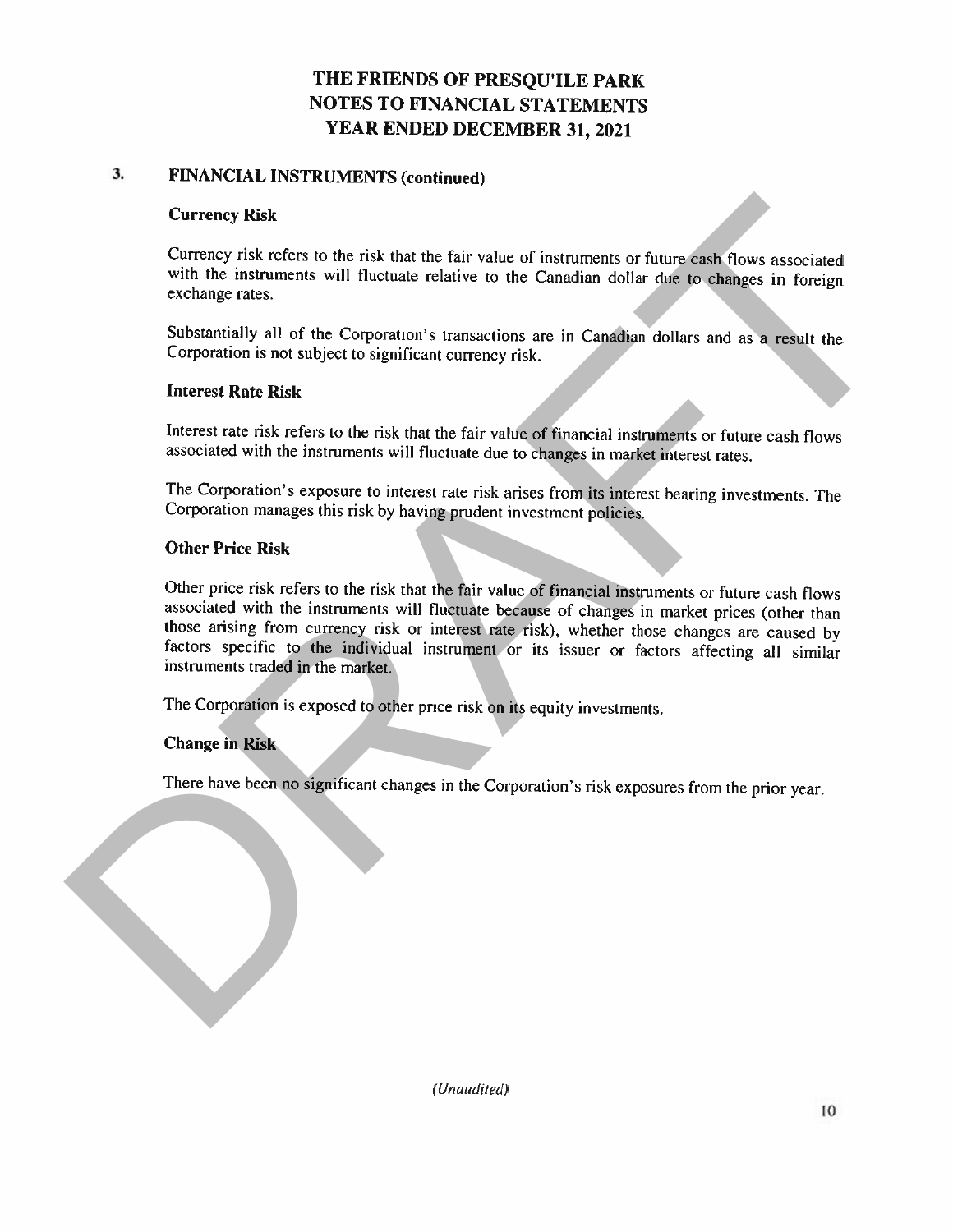# THE FRIENDS OF PRESQU'ILE PARK
# NOTES TO FINANCIAL STATEMENTS
# YEAR ENDED DECEMBER 31, 2021

## 3. FINANCIAL INSTRUMENTS (continued)

### Currency Risk

Currency risk refers to the risk that the fair value of instruments or future cash flows associated with the instruments will fluctuate relative to the Canadian dollar due to changes in foreign exchange rates.

Substantially all of the Corporation's transactions are in Canadian dollars and as a result the Corporation is not subject to significant currency risk.

### Interest Rate Risk

Interest rate risk refers to the risk that the fair value of financial instruments or future cash flows associated with the instruments will fluctuate due to changes in market interest rates.

The Corporation's exposure to interest rate risk arises from its interest bearing investments. The Corporation manages this risk by having prudent investment policies.

### Other Price Risk

Other price risk refers to the risk that the fair value of financial instruments or future cash flows associated with the instruments will fluctuate because of changes in market prices (other than those arising from currency risk or interest rate risk), whether those changes are caused by factors specific to the individual instrument or its issuer or factors affecting all similar instruments traded in the market.

The Corporation is exposed to other price risk on its equity investments.

### Change in Risk

There have been no significant changes in the Corporation's risk exposures from the prior year.

*(Unaudited)*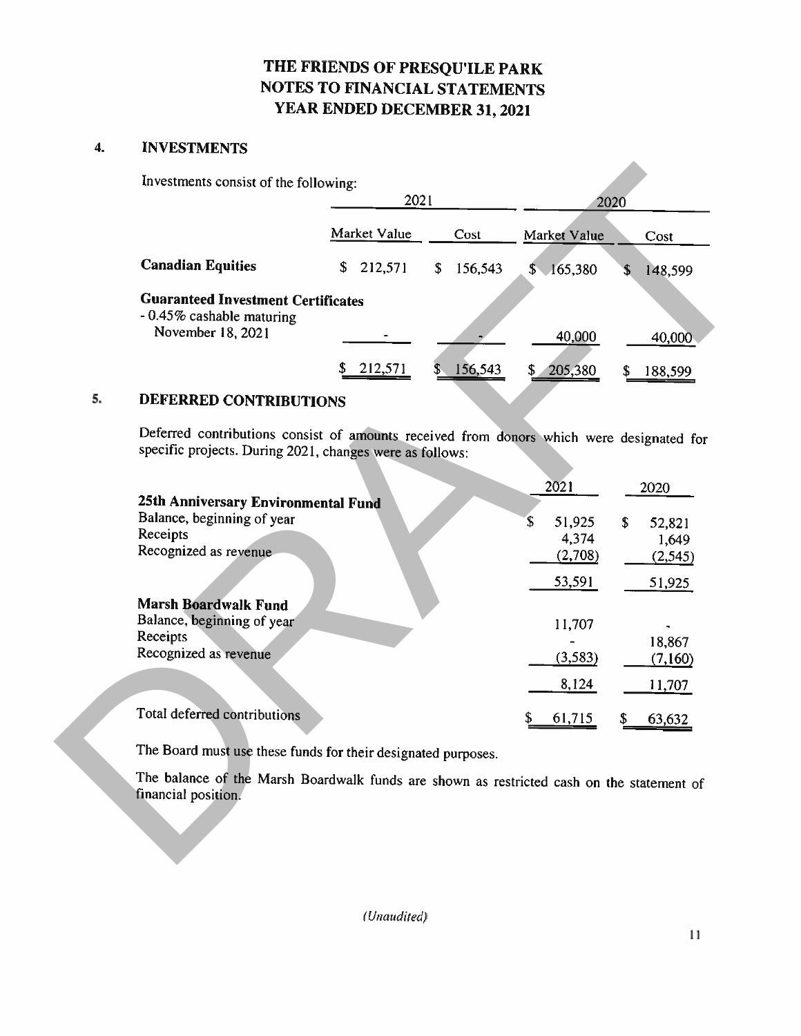# THE FRIENDS OF PRESQU'ILE PARK
# NOTES TO FINANCIAL STATEMENTS
# YEAR ENDED DECEMBER 31, 2021

## 4. INVESTMENTS

Investments consist of the following:

| | 2021 | | 2020 | |
|---|---|---|---|---|
| | Market Value | Cost | Market Value | Cost |
| **Canadian Equities** | $ 212,571 | $ 156,543 | $ 165,380 | $ 148,599 |
| **Guaranteed Investment Certificates** - 0.45% cashable maturing November 18, 2021 | - | - | 40,000 | 40,000 |
| | $ 212,571 | $ 156,543 | $ 205,380 | $ 188,599 |

## 5. DEFERRED CONTRIBUTIONS

Deferred contributions consist of amounts received from donors which were designated for specific projects. During 2021, changes were as follows:

| | 2021 | 2020 |
|---|---|---|
| **25th Anniversary Environmental Fund** | | |
| Balance, beginning of year | $ 51,925 | $ 52,821 |
| Receipts | 4,374 | 1,649 |
| Recognized as revenue | (2,708) | (2,545) |
| | 53,591 | 51,925 |
| **Marsh Boardwalk Fund** | | |
| Balance, beginning of year | 11,707 | - |
| Receipts | - | 18,867 |
| Recognized as revenue | (3,583) | (7,160) |
| | 8,124 | 11,707 |
| Total deferred contributions | $ 61,715 | $ 63,632 |

The Board must use these funds for their designated purposes.

The balance of the Marsh Boardwalk funds are shown as restricted cash on the statement of financial position.

*(Unaudited)*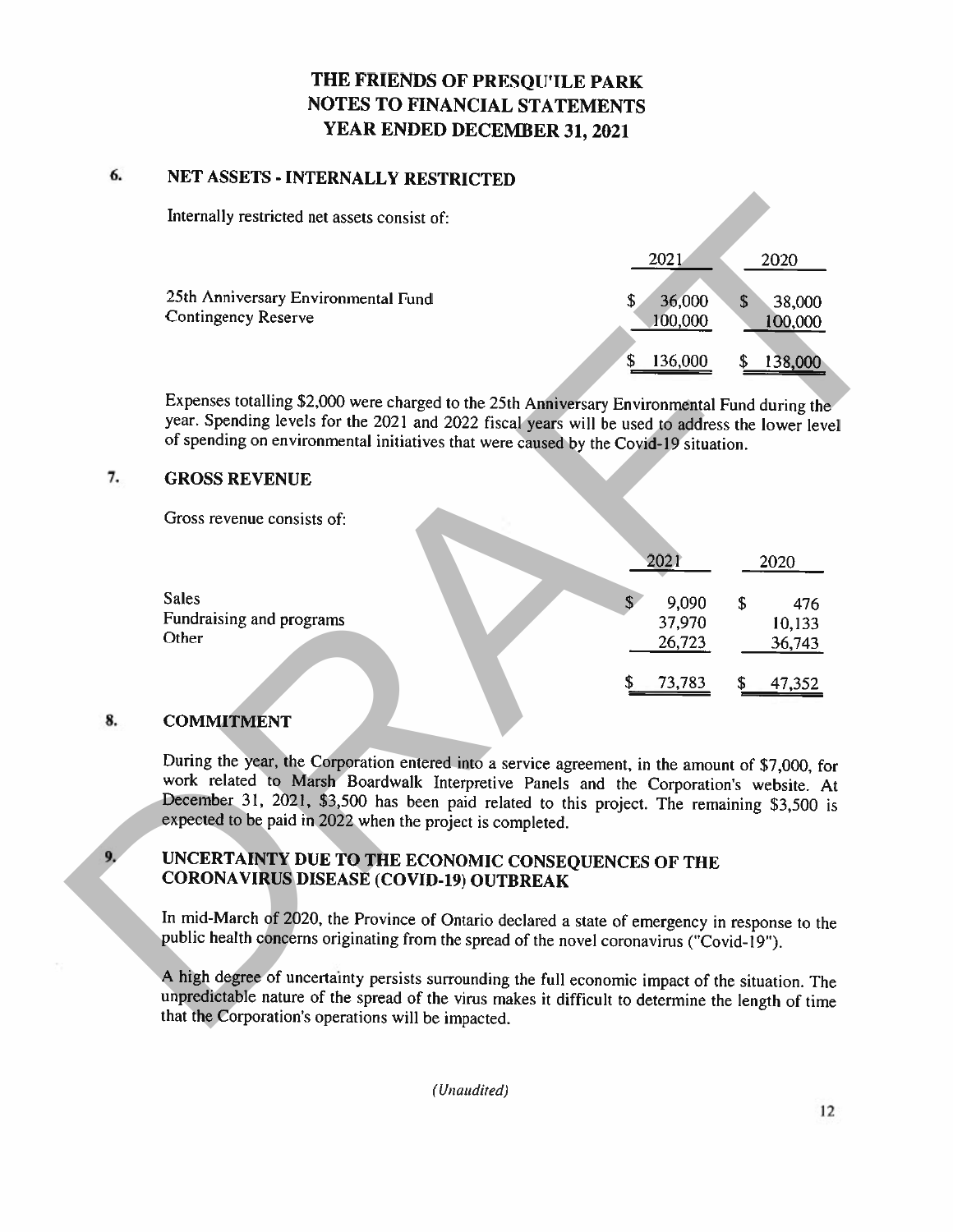# THE FRIENDS OF PRESQU'ILE PARK
# NOTES TO FINANCIAL STATEMENTS
# YEAR ENDED DECEMBER 31, 2021

## 6. NET ASSETS - INTERNALLY RESTRICTED

Internally restricted net assets consist of:

| | 2021 | 2020 |
|---|---|---|
| 25th Anniversary Environmental Fund | $ 36,000 | $ 38,000 |
| Contingency Reserve | 100,000 | 100,000 |
| | $ 136,000 | $ 138,000 |

Expenses totalling $2,000 were charged to the 25th Anniversary Environmental Fund during the year. Spending levels for the 2021 and 2022 fiscal years will be used to address the lower level of spending on environmental initiatives that were caused by the Covid-19 situation.

## 7. GROSS REVENUE

Gross revenue consists of:

| | 2021 | 2020 |
|---|---|---|
| Sales | $ 9,090 | $ 476 |
| Fundraising and programs | 37,970 | 10,133 |
| Other | 26,723 | 36,743 |
| | $ 73,783 | $ 47,352 |

## 8. COMMITMENT

During the year, the Corporation entered into a service agreement, in the amount of $7,000, for work related to Marsh Boardwalk Interpretive Panels and the Corporation's website. At December 31, 2021, $3,500 has been paid related to this project. The remaining $3,500 is expected to be paid in 2022 when the project is completed.

## 9. UNCERTAINTY DUE TO THE ECONOMIC CONSEQUENCES OF THE CORONAVIRUS DISEASE (COVID-19) OUTBREAK

In mid-March of 2020, the Province of Ontario declared a state of emergency in response to the public health concerns originating from the spread of the novel coronavirus ("Covid-19").

A high degree of uncertainty persists surrounding the full economic impact of the situation. The unpredictable nature of the spread of the virus makes it difficult to determine the length of time that the Corporation's operations will be impacted.

*(Unaudited)*